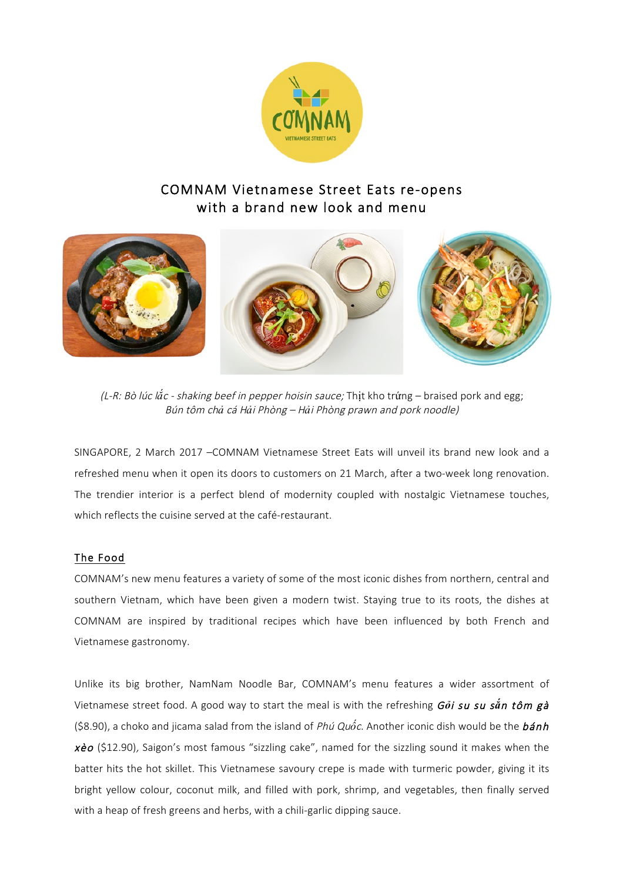# COMNAM Vietnamese Street Eats re-opens with a brand new look and menu

*(L-R: Bò lúc lắc - shaking beef in pepper hoisin sauce;* Thịt kho trứng – braised pork and egg; *Bún tôm chả cá Hải Phòng – Hải Phòng prawn and pork noodle)*

SINGAPORE, 2 March 2017 –COMNAM Vietnamese Street Eats will unveil its brand new look and a refreshed menu when it open its doors to customers on 21 March, after a two-week long renovation. The trendier interior is a perfect blend of modernity coupled with nostalgic Vietnamese touches, which reflects the cuisine served at the café-restaurant.

## The Food

COMNAM's new menu features a variety of some of the most iconic dishes from northern, central and southern Vietnam, which have been given a modern twist. Staying true to its roots, the dishes at COMNAM are inspired by traditional recipes which have been influenced by both French and Vietnamese gastronomy.

Unlike its big brother, NamNam Noodle Bar, COMNAM's menu features a wider assortment of Vietnamese street food. A good way to start the meal is with the refreshing ***Gỏi su su sắn tôm gà*** ($8.90), a choko and jicama salad from the island of *Phú Quốc*. Another iconic dish would be the ***bánh xèo*** ($12.90), Saigon's most famous "sizzling cake", named for the sizzling sound it makes when the batter hits the hot skillet. This Vietnamese savoury crepe is made with turmeric powder, giving it its bright yellow colour, coconut milk, and filled with pork, shrimp, and vegetables, then finally served with a heap of fresh greens and herbs, with a chili-garlic dipping sauce.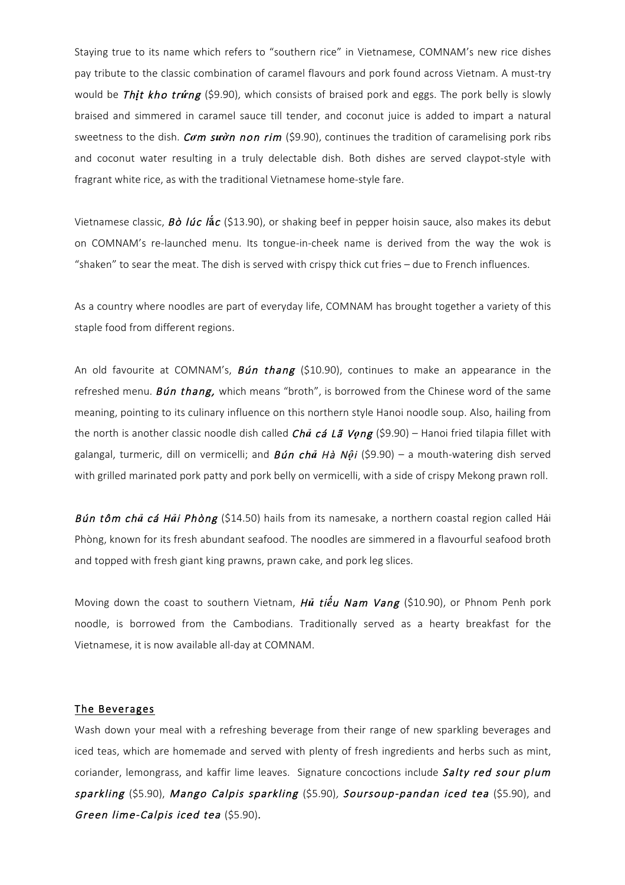Staying true to its name which refers to "southern rice" in Vietnamese, COMNAM's new rice dishes pay tribute to the classic combination of caramel flavours and pork found across Vietnam. A must-try would be ***Thịt kho trứng*** ($9.90), which consists of braised pork and eggs. The pork belly is slowly braised and simmered in caramel sauce till tender, and coconut juice is added to impart a natural sweetness to the dish. ***Cơm sườn non rim*** ($9.90), continues the tradition of caramelising pork ribs and coconut water resulting in a truly delectable dish. Both dishes are served claypot-style with fragrant white rice, as with the traditional Vietnamese home-style fare.

Vietnamese classic, ***Bò lúc lắc*** ($13.90), or shaking beef in pepper hoisin sauce, also makes its debut on COMNAM's re-launched menu. Its tongue-in-cheek name is derived from the way the wok is "shaken" to sear the meat. The dish is served with crispy thick cut fries – due to French influences.

As a country where noodles are part of everyday life, COMNAM has brought together a variety of this staple food from different regions.

An old favourite at COMNAM's, ***Bún thang*** ($10.90), continues to make an appearance in the refreshed menu. ***Bún thang,*** which means "broth", is borrowed from the Chinese word of the same meaning, pointing to its culinary influence on this northern style Hanoi noodle soup. Also, hailing from the north is another classic noodle dish called ***Chả cá Lã Vọng*** ($9.90) – Hanoi fried tilapia fillet with galangal, turmeric, dill on vermicelli; and ***Bún chả Hà Nội*** ($9.90) – a mouth-watering dish served with grilled marinated pork patty and pork belly on vermicelli, with a side of crispy Mekong prawn roll.

***Bún tôm chả cá Hải Phòng*** ($14.50) hails from its namesake, a northern coastal region called Hải Phòng, known for its fresh abundant seafood. The noodles are simmered in a flavourful seafood broth and topped with fresh giant king prawns, prawn cake, and pork leg slices.

Moving down the coast to southern Vietnam, ***Hủ tiếu Nam Vang*** ($10.90), or Phnom Penh pork noodle, is borrowed from the Cambodians. Traditionally served as a hearty breakfast for the Vietnamese, it is now available all-day at COMNAM.

## The Beverages

Wash down your meal with a refreshing beverage from their range of new sparkling beverages and iced teas, which are homemade and served with plenty of fresh ingredients and herbs such as mint, coriander, lemongrass, and kaffir lime leaves. Signature concoctions include ***Salty red sour plum sparkling*** ($5.90), ***Mango Calpis sparkling*** ($5.90), ***Soursoup-pandan iced tea*** ($5.90), and ***Green lime-Calpis iced tea*** ($5.90).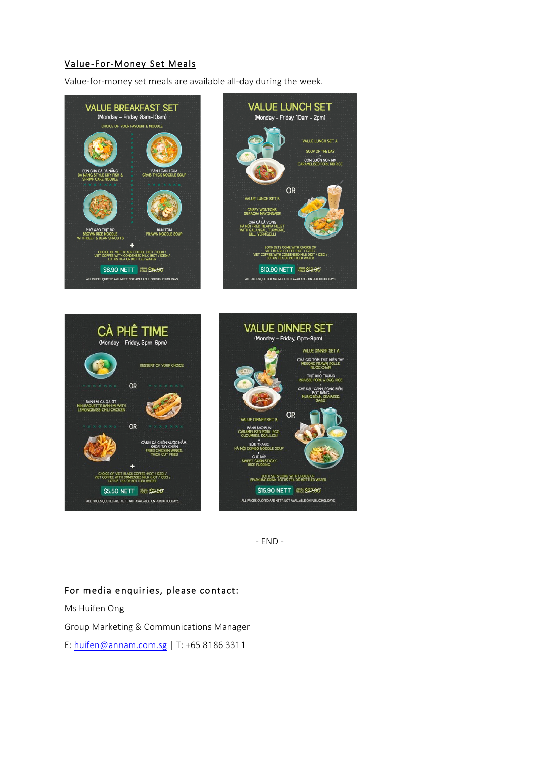## Value-For-Money Set Meals

Value-for-money set meals are available all-day during the week.

### VALUE BREAKFAST SET
(Monday – Friday, 8am–10am)

CHOICE OF YOUR FAVOURITE NOODLE

- BÚN CHẢ CÁ ĐÀ NẴNG – DA NANG STYLE DRY FISH & SHRIMP CAKE NOODLE
- BÁNH CANH CUA – CRAB THICK NOODLE SOUP
- PHỞ XÀO THỊT BÒ – BROWN RICE NOODLE WITH BEEF & BEAN SPROUTS
- BÚN TÔM – PRAWN NOODLE SOUP

\+ CHOICE OF VIET BLACK COFFEE (HOT / ICED) / VIET COFFEE WITH CONDENSED MILK (HOT / ICED) / LOTUS TEA OR BOTTLED WATER

$6.90 NETT — USUAL PRICE ~~$15.90~~

ALL PRICES QUOTED ARE NETT. NOT AVAILABLE ON PUBLIC HOLIDAYS.

### VALUE LUNCH SET
(Monday – Friday, 10am – 2pm)

VALUE LUNCH SET A
SOUP OF THE DAY
\+
CƠM SƯỜN NON RIM
CARAMELISED PORK RIB RICE

OR

VALUE LUNCH SET B
CRISPY WONTONS, SRIRACHA MAYONNAISE
\+
CHẢ CÁ LÃ VỌNG
HÀ NỘI FRIED TILAPIA FILLET WITH GALANGAL, TURMERIC, DILL, VERMICELLI

BOTH SETS COME WITH CHOICE OF VIET BLACK COFFEE (HOT / ICED) / VIET COFFEE WITH CONDENSED MILK (HOT / ICED) / LOTUS TEA OR BOTTLED WATER

$10.90 NETT — USUAL PRICE ~~$19.80~~

ALL PRICES QUOTED ARE NETT. NOT AVAILABLE ON PUBLIC HOLIDAYS.

### CÀ PHÊ TIME
(Monday – Friday, 3pm–6pm)

DESSERT OF YOUR CHOICE

OR

BÁNH MÌ GÀ XẢ ỚT
MINI BAGUETTE BANH MI WITH LEMONGRASS-CHILI CHICKEN

OR

CÁNH GÀ CHIÊN NƯỚC MẮM, KHOAI TÂY CHIÊN
FRIED CHICKEN WINGS, THICK CUT FRIES

\+ CHOICE OF VIET BLACK COFFEE (HOT / ICED) / VIET COFFEE WITH CONDENSED MILK (HOT / ICED) / LOTUS TEA OR BOTTLED WATER

$5.50 NETT — USUAL PRICE ~~$9.80~~

ALL PRICES QUOTED ARE NETT. NOT AVAILABLE ON PUBLIC HOLIDAYS.

### VALUE DINNER SET
(Monday – Friday, 6pm – 9pm)

VALUE DINNER SET A
CHẢ GIÒ TÔM THỊT MIỀN TÂY
MEKONG PRAWN ROLLS, NƯỚC CHẤM
\+
THỊT KHO TRỨNG
BRAISED PORK & EGG, RICE
\+
CHÈ ĐẬU XANH, RONG BIỂN, BỘT BÁNG
MUNG BEAN, SEAWEED, SAGO

OR

VALUE DINNER SET B
BÁNH BAO BÚN
CARAMELISED PORK, EGG, CUCUMBER, SCALLION
\+
BÚN THANG
HÀ NỘI COMBO NOODLE SOUP
\+
CHÈ BẮP
SWEET CORN STICKY RICE PUDDING

BOTH SETS COME WITH CHOICE OF SPARKLING DRINK, LOTUS TEA OR BOTTLED WATER

$15.90 NETT — USUAL PRICE ~~$27.80~~

ALL PRICES QUOTED ARE NETT. NOT AVAILABLE ON PUBLIC HOLIDAYS.

- END -

**For media enquiries, please contact:**

Ms Huifen Ong

Group Marketing & Communications Manager

E: huifen@annam.com.sg | T: +65 8186 3311